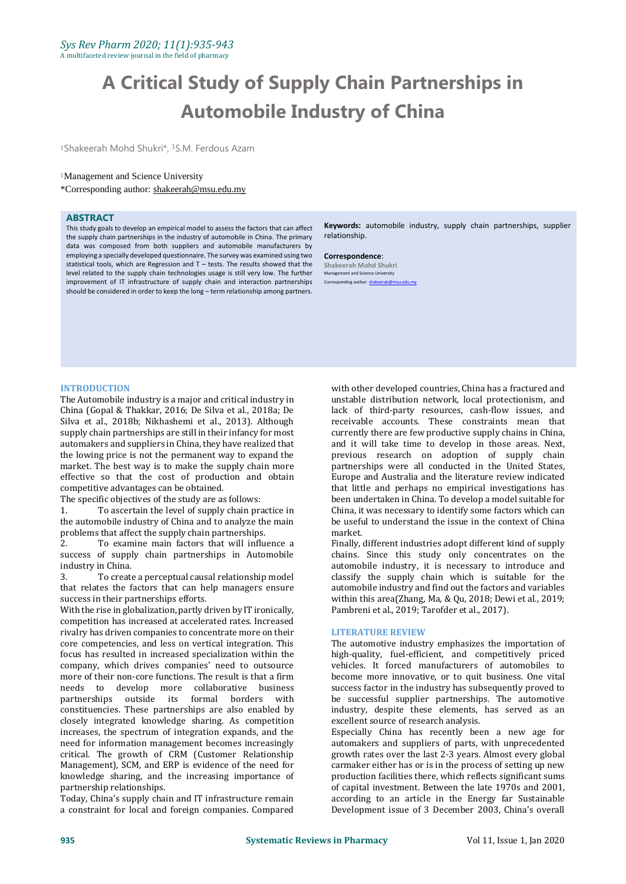# A Critical Study of Supply Chain Partnerships in Automobile Industry of China

[1]Shakeerah Mohd Shukri*, [1]S.M. Ferdous Azam

[1]Management and Science University

*Corresponding author: shakeerah@msu.edu.my

## ABSTRACT

This study goals to develop an empirical model to assess the factors that can affect the supply chain partnerships in the industry of automobile in China. The primary data was composed from both suppliers and automobile manufacturers by employing a specially developed questionnaire. The survey was examined using two statistical tools, which are Regression and T – tests. The results showed that the level related to the supply chain technologies usage is still very low. The further improvement of IT infrastructure of supply chain and interaction partnerships should be considered in order to keep the long – term relationship among partners.

**Keywords:** automobile industry, supply chain partnerships, supplier relationship.

**Correspondence**:
Shakeerah Mohd Shukri
Management and Science University
Corresponding author: shakeerah@msu.edu.my

## INTRODUCTION

The Automobile industry is a major and critical industry in China (Gopal & Thakkar, 2016; De Silva et al., 2018a; De Silva et al., 2018b; Nikhashemi et al., 2013). Although supply chain partnerships are still in their infancy for most automakers and suppliers in China, they have realized that the lowing price is not the permanent way to expand the market. The best way is to make the supply chain more effective so that the cost of production and obtain competitive advantages can be obtained.

The specific objectives of the study are as follows:

1. To ascertain the level of supply chain practice in the automobile industry of China and to analyze the main problems that affect the supply chain partnerships.
2. To examine main factors that will influence a success of supply chain partnerships in Automobile industry in China.
3. To create a perceptual causal relationship model that relates the factors that can help managers ensure success in their partnerships efforts.

With the rise in globalization, partly driven by IT ironically, competition has increased at accelerated rates. Increased rivalry has driven companies to concentrate more on their core competencies, and less on vertical integration. This focus has resulted in increased specialization within the company, which drives companies' need to outsource more of their non-core functions. The result is that a firm needs to develop more collaborative business partnerships outside its formal borders with constituencies. These partnerships are also enabled by closely integrated knowledge sharing. As competition increases, the spectrum of integration expands, and the need for information management becomes increasingly critical. The growth of CRM (Customer Relationship Management), SCM, and ERP is evidence of the need for knowledge sharing, and the increasing importance of partnership relationships.

Today, China's supply chain and IT infrastructure remain a constraint for local and foreign companies. Compared with other developed countries, China has a fractured and unstable distribution network, local protectionism, and lack of third-party resources, cash-flow issues, and receivable accounts. These constraints mean that currently there are few productive supply chains in China, and it will take time to develop in those areas. Next, previous research on adoption of supply chain partnerships were all conducted in the United States, Europe and Australia and the literature review indicated that little and perhaps no empirical investigations has been undertaken in China. To develop a model suitable for China, it was necessary to identify some factors which can be useful to understand the issue in the context of China market.

Finally, different industries adopt different kind of supply chains. Since this study only concentrates on the automobile industry, it is necessary to introduce and classify the supply chain which is suitable for the automobile industry and find out the factors and variables within this area(Zhang, Ma, & Qu, 2018; Dewi et al., 2019; Pambreni et al., 2019; Tarofder et al., 2017).

## LITERATURE REVIEW

The automotive industry emphasizes the importation of high-quality, fuel-efficient, and competitively priced vehicles. It forced manufacturers of automobiles to become more innovative, or to quit business. One vital success factor in the industry has subsequently proved to be successful supplier partnerships. The automotive industry, despite these elements, has served as an excellent source of research analysis.

Especially China has recently been a new age for automakers and suppliers of parts, with unprecedented growth rates over the last 2-3 years. Almost every global carmaker either has or is in the process of setting up new production facilities there, which reflects significant sums of capital investment. Between the late 1970s and 2001, according to an article in the Energy far Sustainable Development issue of 3 December 2003, China's overall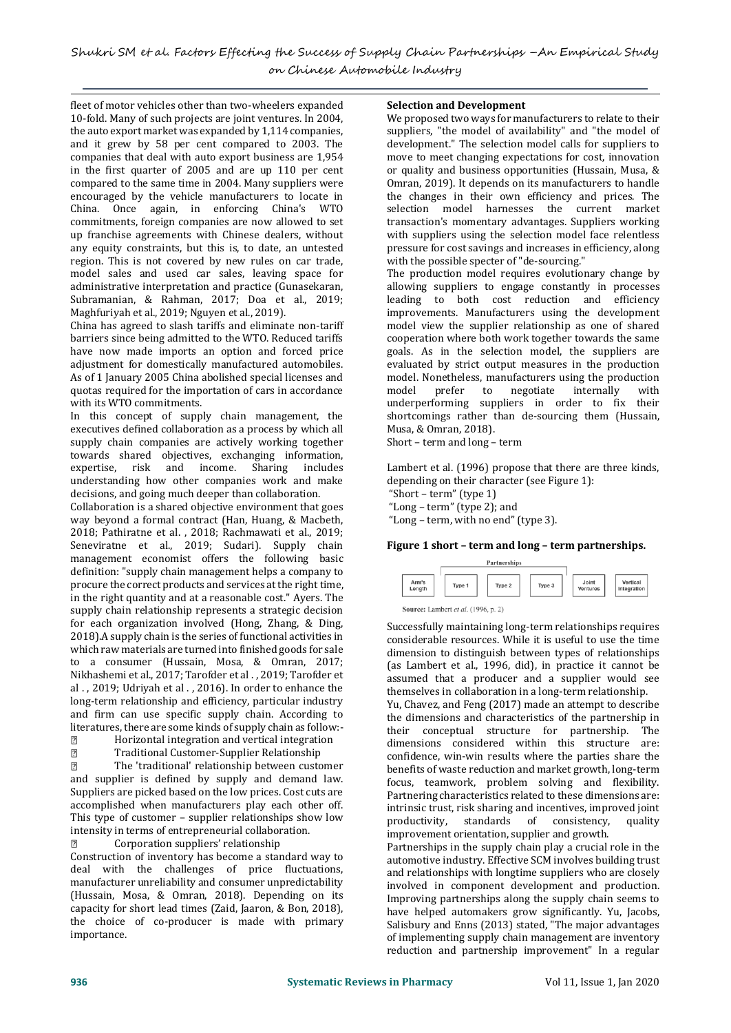fleet of motor vehicles other than two-wheelers expanded 10-fold. Many of such projects are joint ventures. In 2004, the auto export market was expanded by 1,114 companies, and it grew by 58 per cent compared to 2003. The companies that deal with auto export business are 1,954 in the first quarter of 2005 and are up 110 per cent compared to the same time in 2004. Many suppliers were encouraged by the vehicle manufacturers to locate in China. Once again, in enforcing China's WTO commitments, foreign companies are now allowed to set up franchise agreements with Chinese dealers, without any equity constraints, but this is, to date, an untested region. This is not covered by new rules on car trade, model sales and used car sales, leaving space for administrative interpretation and practice (Gunasekaran, Subramanian, & Rahman, 2017; Doa et al., 2019; Maghfuriyah et al., 2019; Nguyen et al., 2019).

China has agreed to slash tariffs and eliminate non-tariff barriers since being admitted to the WTO. Reduced tariffs have now made imports an option and forced price adjustment for domestically manufactured automobiles. As of 1 January 2005 China abolished special licenses and quotas required for the importation of cars in accordance with its WTO commitments.

In this concept of supply chain management, the executives defined collaboration as a process by which all supply chain companies are actively working together towards shared objectives, exchanging information, expertise, risk and income. Sharing includes understanding how other companies work and make decisions, and going much deeper than collaboration.

Collaboration is a shared objective environment that goes way beyond a formal contract (Han, Huang, & Macbeth, 2018; Pathiratne et al. , 2018; Rachmawati et al., 2019; Seneviratne et al., 2019; Sudari). Supply chain management economist offers the following basic definition: "supply chain management helps a company to procure the correct products and services at the right time, in the right quantity and at a reasonable cost." Ayers. The supply chain relationship represents a strategic decision for each organization involved (Hong, Zhang, & Ding, 2018).A supply chain is the series of functional activities in which raw materials are turned into finished goods for sale to a consumer (Hussain, Mosa, & Omran, 2017; Nikhashemi et al., 2017; Tarofder et al . , 2019; Tarofder et al . , 2019; Udriyah et al . , 2016). In order to enhance the long-term relationship and efficiency, particular industry and firm can use specific supply chain. According to literatures, there are some kinds of supply chain as follow:-

- Horizontal integration and vertical integration
- Traditional Customer-Supplier Relationship
- The 'traditional' relationship between customer and supplier is defined by supply and demand law. Suppliers are picked based on the low prices. Cost cuts are accomplished when manufacturers play each other off. This type of customer – supplier relationships show low intensity in terms of entrepreneurial collaboration.
- Corporation suppliers' relationship

Construction of inventory has become a standard way to deal with the challenges of price fluctuations, manufacturer unreliability and consumer unpredictability (Hussain, Mosa, & Omran, 2018). Depending on its capacity for short lead times (Zaid, Jaaron, & Bon, 2018), the choice of co-producer is made with primary importance.

**Selection and Development**

We proposed two ways for manufacturers to relate to their suppliers, "the model of availability" and "the model of development." The selection model calls for suppliers to move to meet changing expectations for cost, innovation or quality and business opportunities (Hussain, Musa, & Omran, 2019). It depends on its manufacturers to handle the changes in their own efficiency and prices. The selection model harnesses the current market transaction's momentary advantages. Suppliers working with suppliers using the selection model face relentless pressure for cost savings and increases in efficiency, along with the possible specter of "de-sourcing."

The production model requires evolutionary change by allowing suppliers to engage constantly in processes leading to both cost reduction and efficiency improvements. Manufacturers using the development model view the supplier relationship as one of shared cooperation where both work together towards the same goals. As in the selection model, the suppliers are evaluated by strict output measures in the production model. Nonetheless, manufacturers using the production model prefer to negotiate internally with underperforming suppliers in order to fix their shortcomings rather than de-sourcing them (Hussain, Musa, & Omran, 2018).

Short – term and long – term

Lambert et al. (1996) propose that there are three kinds, depending on their character (see Figure 1):

"Short – term" (type 1)

"Long – term" (type 2); and

"Long – term, with no end" (type 3).

**Figure 1 short – term and long – term partnerships.**

| | Partnerships | | | | |
|---|---|---|---|---|---|
| Arm's Length | Type 1 | Type 2 | Type 3 | Joint Ventures | Vertical Integration |

Source: Lambert *et al.* (1996, p. 2)

Successfully maintaining long-term relationships requires considerable resources. While it is useful to use the time dimension to distinguish between types of relationships (as Lambert et al., 1996, did), in practice it cannot be assumed that a producer and a supplier would see themselves in collaboration in a long-term relationship.

Yu, Chavez, and Feng (2017) made an attempt to describe the dimensions and characteristics of the partnership in their conceptual structure for partnership. The dimensions considered within this structure are: confidence, win-win results where the parties share the benefits of waste reduction and market growth, long-term focus, teamwork, problem solving and flexibility. Partnering characteristics related to these dimensions are: intrinsic trust, risk sharing and incentives, improved joint productivity, standards of consistency, quality improvement orientation, supplier and growth.

Partnerships in the supply chain play a crucial role in the automotive industry. Effective SCM involves building trust and relationships with longtime suppliers who are closely involved in component development and production. Improving partnerships along the supply chain seems to have helped automakers grow significantly. Yu, Jacobs, Salisbury and Enns (2013) stated, "The major advantages of implementing supply chain management are inventory reduction and partnership improvement" In a regular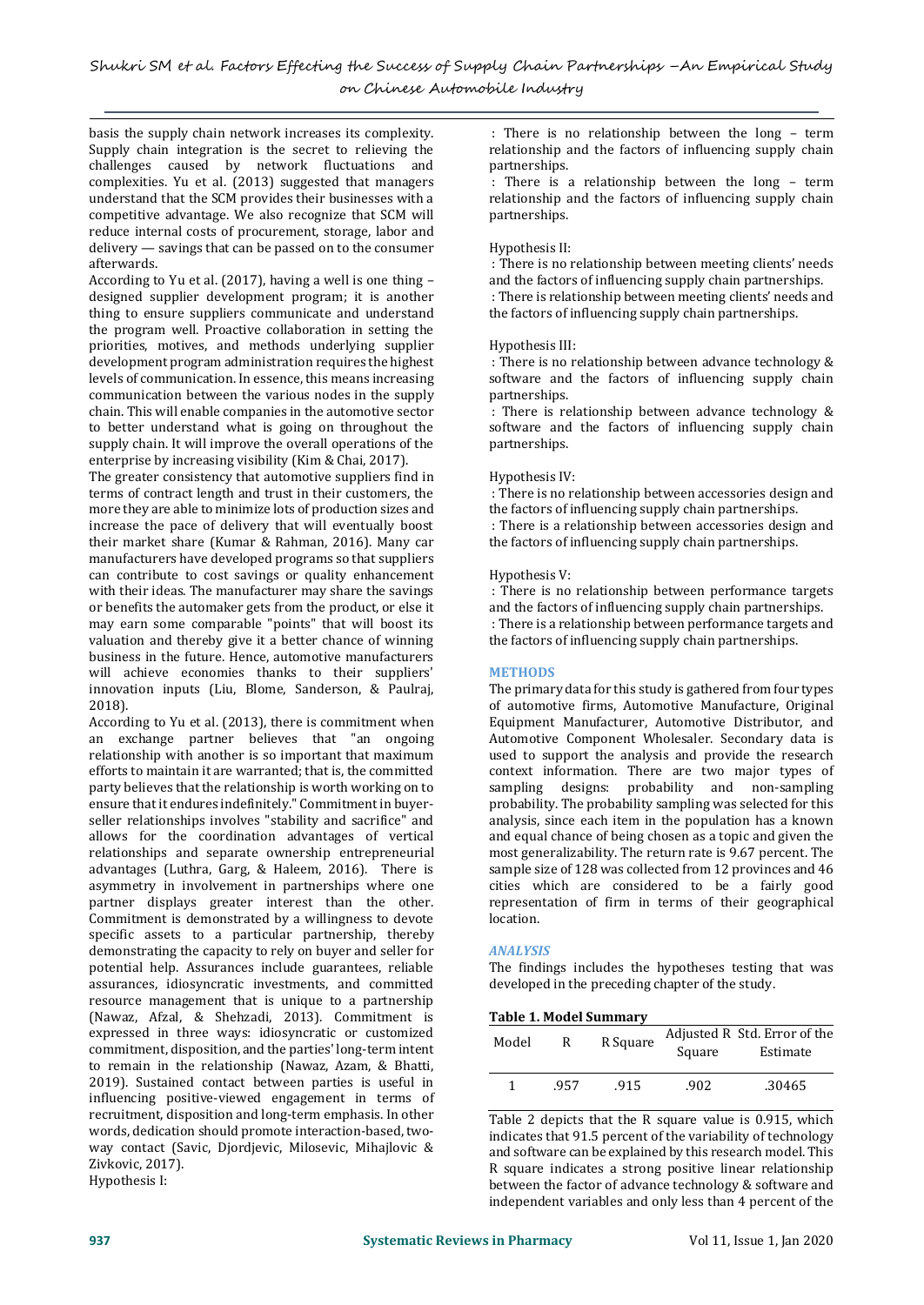basis the supply chain network increases its complexity. Supply chain integration is the secret to relieving the challenges caused by network fluctuations and complexities. Yu et al. (2013) suggested that managers understand that the SCM provides their businesses with a competitive advantage. We also recognize that SCM will reduce internal costs of procurement, storage, labor and delivery — savings that can be passed on to the consumer afterwards.

According to Yu et al. (2017), having a well is one thing – designed supplier development program; it is another thing to ensure suppliers communicate and understand the program well. Proactive collaboration in setting the priorities, motives, and methods underlying supplier development program administration requires the highest levels of communication. In essence, this means increasing communication between the various nodes in the supply chain. This will enable companies in the automotive sector to better understand what is going on throughout the supply chain. It will improve the overall operations of the enterprise by increasing visibility (Kim & Chai, 2017).

The greater consistency that automotive suppliers find in terms of contract length and trust in their customers, the more they are able to minimize lots of production sizes and increase the pace of delivery that will eventually boost their market share (Kumar & Rahman, 2016). Many car manufacturers have developed programs so that suppliers can contribute to cost savings or quality enhancement with their ideas. The manufacturer may share the savings or benefits the automaker gets from the product, or else it may earn some comparable "points" that will boost its valuation and thereby give it a better chance of winning business in the future. Hence, automotive manufacturers will achieve economies thanks to their suppliers' innovation inputs (Liu, Blome, Sanderson, & Paulraj, 2018).

According to Yu et al. (2013), there is commitment when an exchange partner believes that "an ongoing relationship with another is so important that maximum efforts to maintain it are warranted; that is, the committed party believes that the relationship is worth working on to ensure that it endures indefinitely." Commitment in buyer-seller relationships involves "stability and sacrifice" and allows for the coordination advantages of vertical relationships and separate ownership entrepreneurial advantages (Luthra, Garg, & Haleem, 2016). There is asymmetry in involvement in partnerships where one partner displays greater interest than the other. Commitment is demonstrated by a willingness to devote specific assets to a particular partnership, thereby demonstrating the capacity to rely on buyer and seller for potential help. Assurances include guarantees, reliable assurances, idiosyncratic investments, and committed resource management that is unique to a partnership (Nawaz, Afzal, & Shehzadi, 2013). Commitment is expressed in three ways: idiosyncratic or customized commitment, disposition, and the parties' long-term intent to remain in the relationship (Nawaz, Azam, & Bhatti, 2019). Sustained contact between parties is useful in influencing positive-viewed engagement in terms of recruitment, disposition and long-term emphasis. In other words, dedication should promote interaction-based, two-way contact (Savic, Djordjevic, Milosevic, Mihajlovic & Zivkovic, 2017).

Hypothesis I:

: There is no relationship between the long – term relationship and the factors of influencing supply chain partnerships.

: There is a relationship between the long – term relationship and the factors of influencing supply chain partnerships.

Hypothesis II:

: There is no relationship between meeting clients' needs and the factors of influencing supply chain partnerships.

: There is relationship between meeting clients' needs and the factors of influencing supply chain partnerships.

Hypothesis III:

: There is no relationship between advance technology & software and the factors of influencing supply chain partnerships.

: There is relationship between advance technology & software and the factors of influencing supply chain partnerships.

Hypothesis IV:

: There is no relationship between accessories design and the factors of influencing supply chain partnerships.

: There is a relationship between accessories design and the factors of influencing supply chain partnerships.

Hypothesis V:

: There is no relationship between performance targets and the factors of influencing supply chain partnerships.

: There is a relationship between performance targets and the factors of influencing supply chain partnerships.

## METHODS

The primary data for this study is gathered from four types of automotive firms, Automotive Manufacture, Original Equipment Manufacturer, Automotive Distributor, and Automotive Component Wholesaler. Secondary data is used to support the analysis and provide the research context information. There are two major types of sampling designs: probability and non-sampling probability. The probability sampling was selected for this analysis, since each item in the population has a known and equal chance of being chosen as a topic and given the most generalizability. The return rate is 9.67 percent. The sample size of 128 was collected from 12 provinces and 46 cities which are considered to be a fairly good representation of firm in terms of their geographical location.

## *ANALYSIS*

The findings includes the hypotheses testing that was developed in the preceding chapter of the study.

**Table 1. Model Summary**

| Model | R | R Square | Adjusted R Square | Std. Error of the Estimate |
|---|---|---|---|---|
| 1 | .957 | .915 | .902 | .30465 |

Table 2 depicts that the R square value is 0.915, which indicates that 91.5 percent of the variability of technology and software can be explained by this research model. This R square indicates a strong positive linear relationship between the factor of advance technology & software and independent variables and only less than 4 percent of the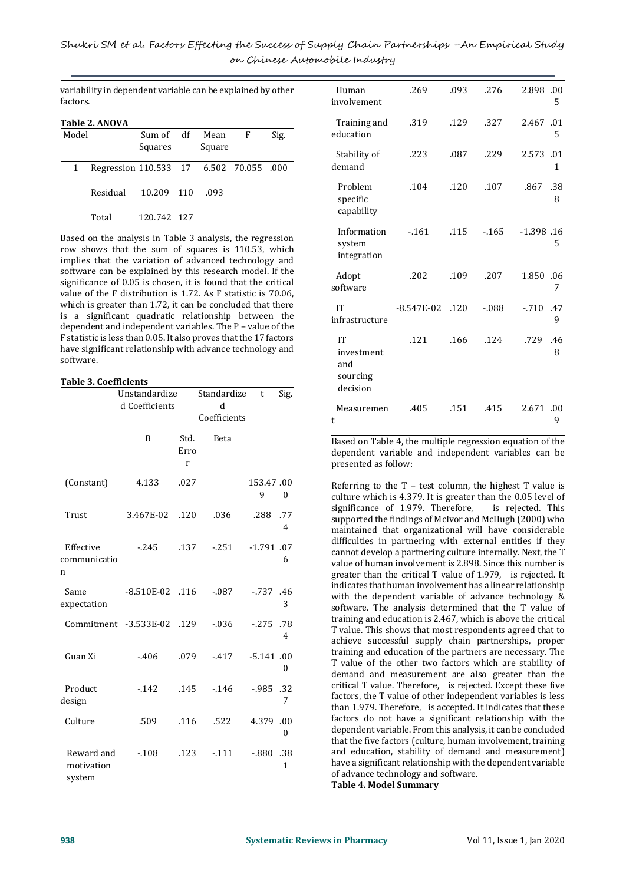variability in dependent variable can be explained by other factors.

**Table 2. ANOVA**

| Model | | Sum of Squares | df | Mean Square | F | Sig. |
|---|---|---|---|---|---|---|
| 1 | Regression | 110.533 | 17 | 6.502 | 70.055 | .000 |
| | Residual | 10.209 | 110 | .093 | | |
| | Total | 120.742 | 127 | | | |

Based on the analysis in Table 3 analysis, the regression row shows that the sum of squares is 110.53, which implies that the variation of advanced technology and software can be explained by this research model. If the significance of 0.05 is chosen, it is found that the critical value of the F distribution is 1.72. As F statistic is 70.06, which is greater than 1.72, it can be concluded that there is a significant quadratic relationship between the dependent and independent variables. The P – value of the F statistic is less than 0.05. It also proves that the 17 factors have significant relationship with advance technology and software.

**Table 3. Coefficients**

| | Unstandardized Coefficients | | Standardized Coefficients | t | Sig. |
|---|---|---|---|---|---|
| | B | Std. Error | Beta | | |
| (Constant) | 4.133 | .027 | | 153.479 | .000 |
| Trust | 3.467E-02 | .120 | .036 | .288 | .774 |
| Effective communication | -.245 | .137 | -.251 | -1.791 | .076 |
| Same expectation | -8.510E-02 | .116 | -.087 | -.737 | .463 |
| Commitment | -3.533E-02 | .129 | -.036 | -.275 | .784 |
| Guan Xi | -.406 | .079 | -.417 | -5.141 | .000 |
| Product design | -.142 | .145 | -.146 | -.985 | .327 |
| Culture | .509 | .116 | .522 | 4.379 | .000 |
| Reward and motivation system | -.108 | .123 | -.111 | -.880 | .381 |
| Human involvement | .269 | .093 | .276 | 2.898 | .005 |
| Training and education | .319 | .129 | .327 | 2.467 | .015 |
| Stability of demand | .223 | .087 | .229 | 2.573 | .011 |
| Problem specific capability | .104 | .120 | .107 | .867 | .388 |
| Information system integration | -.161 | .115 | -.165 | -1.398 | .165 |
| Adopt software | .202 | .109 | .207 | 1.850 | .067 |
| IT infrastructure | -8.547E-02 | .120 | -.088 | -.710 | .479 |
| IT investment and sourcing decision | .121 | .166 | .124 | .729 | .468 |
| Measurement | .405 | .151 | .415 | 2.671 | .009 |

Based on Table 4, the multiple regression equation of the dependent variable and independent variables can be presented as follow:

Referring to the T – test column, the highest T value is culture which is 4.379. It is greater than the 0.05 level of significance of 1.979. Therefore, is rejected. This supported the findings of McIvor and McHugh (2000) who maintained that organizational will have considerable difficulties in partnering with external entities if they cannot develop a partnering culture internally. Next, the T value of human involvement is 2.898. Since this number is greater than the critical T value of 1.979, is rejected. It indicates that human involvement has a linear relationship with the dependent variable of advance technology & software. The analysis determined that the T value of training and education is 2.467, which is above the critical T value. This shows that most respondents agreed that to achieve successful supply chain partnerships, proper training and education of the partners are necessary. The T value of the other two factors which are stability of demand and measurement are also greater than the critical T value. Therefore, is rejected. Except these five factors, the T value of other independent variables is less than 1.979. Therefore, is accepted. It indicates that these factors do not have a significant relationship with the dependent variable. From this analysis, it can be concluded that the five factors (culture, human involvement, training and education, stability of demand and measurement) have a significant relationship with the dependent variable of advance technology and software.

**Table 4. Model Summary**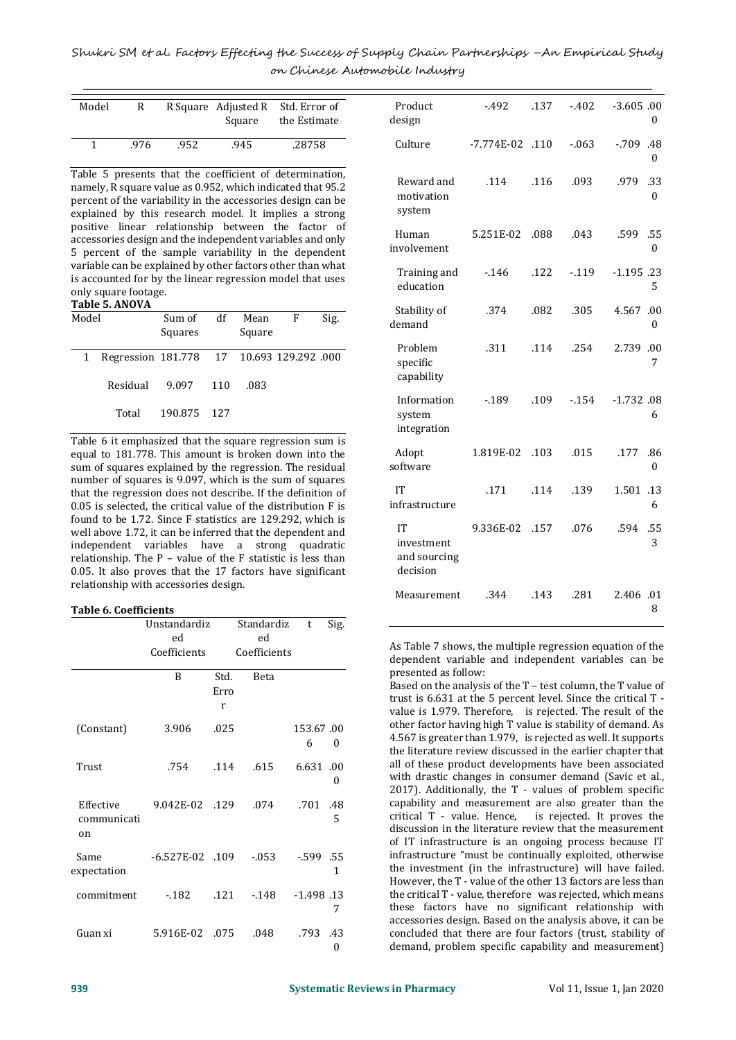| Model | R | R Square | Adjusted R Square | Std. Error of the Estimate |
|---|---|---|---|---|
| 1 | .976 | .952 | .945 | .28758 |

Table 5 presents that the coefficient of determination, namely, R square value as 0.952, which indicated that 95.2 percent of the variability in the accessories design can be explained by this research model. It implies a strong positive linear relationship between the factor of accessories design and the independent variables and only 5 percent of the sample variability in the dependent variable can be explained by other factors other than what is accounted for by the linear regression model that uses only square footage.

**Table 5. ANOVA**

| Model | | Sum of Squares | df | Mean Square | F | Sig. |
|---|---|---|---|---|---|---|
| 1 | Regression | 181.778 | 17 | 10.693 | 129.292 | .000 |
| | Residual | 9.097 | 110 | .083 | | |
| | Total | 190.875 | 127 | | | |

Table 6 it emphasized that the square regression sum is equal to 181.778. This amount is broken down into the sum of squares explained by the regression. The residual number of squares is 9.097, which is the sum of squares that the regression does not describe. If the definition of 0.05 is selected, the critical value of the distribution F is found to be 1.72. Since F statistics are 129.292, which is well above 1.72, it can be inferred that the dependent and independent variables have a strong quadratic relationship. The P – value of the F statistic is less than 0.05. It also proves that the 17 factors have significant relationship with accessories design.

**Table 6. Coefficients**

| | Unstandardized Coefficients | | Standardized Coefficients | t | Sig. |
|---|---|---|---|---|---|
| | B | Std. Error | Beta | | |
| (Constant) | 3.906 | .025 | | 153.676 | .000 |
| Trust | .754 | .114 | .615 | 6.631 | .000 |
| Effective communication | 9.042E-02 | .129 | .074 | .701 | .485 |
| Same expectation | -6.527E-02 | .109 | -.053 | -.599 | .551 |
| commitment | -.182 | .121 | -.148 | -1.498 | .137 |
| Guan xi | 5.916E-02 | .075 | .048 | .793 | .430 |
| Product design | -.492 | .137 | -.402 | -3.605 | .000 |
| Culture | -7.774E-02 | .110 | -.063 | -.709 | .480 |
| Reward and motivation system | .114 | .116 | .093 | .979 | .330 |
| Human involvement | 5.251E-02 | .088 | .043 | .599 | .550 |
| Training and education | -.146 | .122 | -.119 | -1.195 | .235 |
| Stability of demand | .374 | .082 | .305 | 4.567 | .000 |
| Problem specific capability | .311 | .114 | .254 | 2.739 | .007 |
| Information system integration | -.189 | .109 | -.154 | -1.732 | .086 |
| Adopt software | 1.819E-02 | .103 | .015 | .177 | .860 |
| IT infrastructure | .171 | .114 | .139 | 1.501 | .136 |
| IT investment and sourcing decision | 9.336E-02 | .157 | .076 | .594 | .553 |
| Measurement | .344 | .143 | .281 | 2.406 | .018 |

As Table 7 shows, the multiple regression equation of the dependent variable and independent variables can be presented as follow:

Based on the analysis of the T – test column, the T value of trust is 6.631 at the 5 percent level. Since the critical T - value is 1.979. Therefore, is rejected. The result of the other factor having high T value is stability of demand. As 4.567 is greater than 1.979, is rejected as well. It supports the literature review discussed in the earlier chapter that all of these product developments have been associated with drastic changes in consumer demand (Savic et al., 2017). Additionally, the T - values of problem specific capability and measurement are also greater than the critical T - value. Hence, is rejected. It proves the discussion in the literature review that the measurement of IT infrastructure is an ongoing process because IT infrastructure "must be continually exploited, otherwise the investment (in the infrastructure) will have failed. However, the T - value of the other 13 factors are less than the critical T - value, therefore was rejected, which means these factors have no significant relationship with accessories design. Based on the analysis above, it can be concluded that there are four factors (trust, stability of demand, problem specific capability and measurement)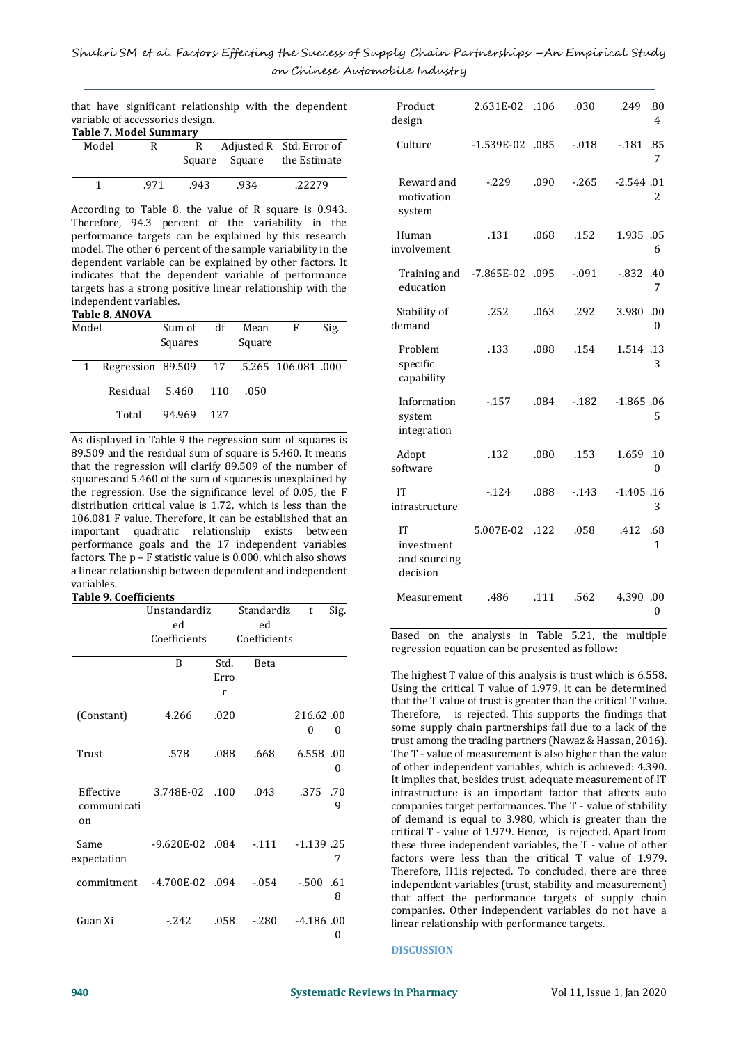that have significant relationship with the dependent variable of accessories design.

**Table 7. Model Summary**

| Model | R | R Square | Adjusted R Square | Std. Error of the Estimate |
|---|---|---|---|---|
| 1 | .971 | .943 | .934 | .22279 |

According to Table 8, the value of R square is 0.943. Therefore, 94.3 percent of the variability in the performance targets can be explained by this research model. The other 6 percent of the sample variability in the dependent variable can be explained by other factors. It indicates that the dependent variable of performance targets has a strong positive linear relationship with the independent variables.

**Table 8. ANOVA**

| Model | | Sum of Squares | df | Mean Square | F | Sig. |
|---|---|---|---|---|---|---|
| 1 | Regression | 89.509 | 17 | 5.265 | 106.081 | .000 |
| | Residual | 5.460 | 110 | .050 | | |
| | Total | 94.969 | 127 | | | |

As displayed in Table 9 the regression sum of squares is 89.509 and the residual sum of square is 5.460. It means that the regression will clarify 89.509 of the number of squares and 5.460 of the sum of squares is unexplained by the regression. Use the significance level of 0.05, the F distribution critical value is 1.72, which is less than the 106.081 F value. Therefore, it can be established that an important quadratic relationship exists between performance goals and the 17 independent variables factors. The p – F statistic value is 0.000, which also shows a linear relationship between dependent and independent variables.

**Table 9. Coefficients**

| | Unstandardized Coefficients | | Standardized Coefficients | t | Sig. |
|---|---|---|---|---|---|
| | B | Std. Error | Beta | | |
| (Constant) | 4.266 | .020 | | 216.620 | .000 |
| Trust | .578 | .088 | .668 | 6.558 | .000 |
| Effective communication | 3.748E-02 | .100 | .043 | .375 | .709 |
| Same expectation | -9.620E-02 | .084 | -.111 | -1.139 | .257 |
| commitment | -4.700E-02 | .094 | -.054 | -.500 | .618 |
| Guan Xi | -.242 | .058 | -.280 | -4.186 | .000 |
| Product design | 2.631E-02 | .106 | .030 | .249 | .804 |
| Culture | -1.539E-02 | .085 | -.018 | -.181 | .857 |
| Reward and motivation system | -.229 | .090 | -.265 | -2.544 | .012 |
| Human involvement | .131 | .068 | .152 | 1.935 | .056 |
| Training and education | -7.865E-02 | .095 | -.091 | -.832 | .407 |
| Stability of demand | .252 | .063 | .292 | 3.980 | .000 |
| Problem specific capability | .133 | .088 | .154 | 1.514 | .133 |
| Information system integration | -.157 | .084 | -.182 | -1.865 | .065 |
| Adopt software | .132 | .080 | .153 | 1.659 | .100 |
| IT infrastructure | -.124 | .088 | -.143 | -1.405 | .163 |
| IT investment and sourcing decision | 5.007E-02 | .122 | .058 | .412 | .681 |
| Measurement | .486 | .111 | .562 | 4.390 | .000 |

Based on the analysis in Table 5.21, the multiple regression equation can be presented as follow:

The highest T value of this analysis is trust which is 6.558. Using the critical T value of 1.979, it can be determined that the T value of trust is greater than the critical T value. Therefore, is rejected. This supports the findings that some supply chain partnerships fail due to a lack of the trust among the trading partners (Nawaz & Hassan, 2016). The T - value of measurement is also higher than the value of other independent variables, which is achieved: 4.390. It implies that, besides trust, adequate measurement of IT infrastructure is an important factor that affects auto companies target performances. The T - value of stability of demand is equal to 3.980, which is greater than the critical T - value of 1.979. Hence, is rejected. Apart from these three independent variables, the T - value of other factors were less than the critical T value of 1.979. Therefore, H1is rejected. To concluded, there are three independent variables (trust, stability and measurement) that affect the performance targets of supply chain companies. Other independent variables do not have a linear relationship with performance targets.

## DISCUSSION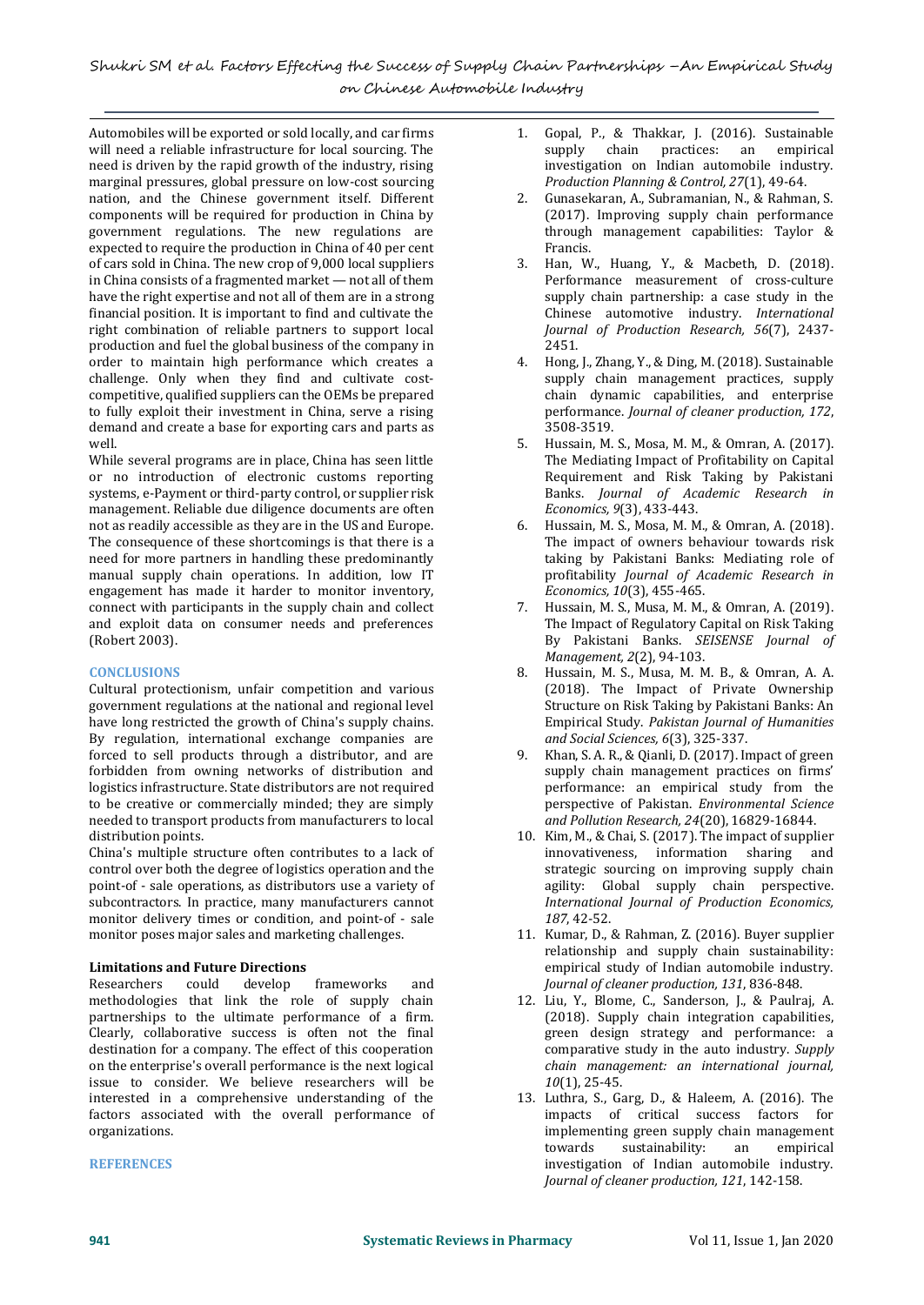Automobiles will be exported or sold locally, and car firms will need a reliable infrastructure for local sourcing. The need is driven by the rapid growth of the industry, rising marginal pressures, global pressure on low-cost sourcing nation, and the Chinese government itself. Different components will be required for production in China by government regulations. The new regulations are expected to require the production in China of 40 per cent of cars sold in China. The new crop of 9,000 local suppliers in China consists of a fragmented market — not all of them have the right expertise and not all of them are in a strong financial position. It is important to find and cultivate the right combination of reliable partners to support local production and fuel the global business of the company in order to maintain high performance which creates a challenge. Only when they find and cultivate cost-competitive, qualified suppliers can the OEMs be prepared to fully exploit their investment in China, serve a rising demand and create a base for exporting cars and parts as well.

While several programs are in place, China has seen little or no introduction of electronic customs reporting systems, e-Payment or third-party control, or supplier risk management. Reliable due diligence documents are often not as readily accessible as they are in the US and Europe. The consequence of these shortcomings is that there is a need for more partners in handling these predominantly manual supply chain operations. In addition, low IT engagement has made it harder to monitor inventory, connect with participants in the supply chain and collect and exploit data on consumer needs and preferences (Robert 2003).

## CONCLUSIONS

Cultural protectionism, unfair competition and various government regulations at the national and regional level have long restricted the growth of China's supply chains. By regulation, international exchange companies are forced to sell products through a distributor, and are forbidden from owning networks of distribution and logistics infrastructure. State distributors are not required to be creative or commercially minded; they are simply needed to transport products from manufacturers to local distribution points.

China's multiple structure often contributes to a lack of control over both the degree of logistics operation and the point-of - sale operations, as distributors use a variety of subcontractors. In practice, many manufacturers cannot monitor delivery times or condition, and point-of - sale monitor poses major sales and marketing challenges.

### Limitations and Future Directions

Researchers could develop frameworks and methodologies that link the role of supply chain partnerships to the ultimate performance of a firm. Clearly, collaborative success is often not the final destination for a company. The effect of this cooperation on the enterprise's overall performance is the next logical issue to consider. We believe researchers will be interested in a comprehensive understanding of the factors associated with the overall performance of organizations.

## REFERENCES

1. Gopal, P., & Thakkar, J. (2016). Sustainable supply chain practices: an empirical investigation on Indian automobile industry. *Production Planning & Control, 27*(1), 49-64.
2. Gunasekaran, A., Subramanian, N., & Rahman, S. (2017). Improving supply chain performance through management capabilities: Taylor & Francis.
3. Han, W., Huang, Y., & Macbeth, D. (2018). Performance measurement of cross-culture supply chain partnership: a case study in the Chinese automotive industry. *International Journal of Production Research, 56*(7), 2437-2451.
4. Hong, J., Zhang, Y., & Ding, M. (2018). Sustainable supply chain management practices, supply chain dynamic capabilities, and enterprise performance. *Journal of cleaner production, 172*, 3508-3519.
5. Hussain, M. S., Mosa, M. M., & Omran, A. (2017). The Mediating Impact of Profitability on Capital Requirement and Risk Taking by Pakistani Banks. *Journal of Academic Research in Economics, 9*(3), 433-443.
6. Hussain, M. S., Mosa, M. M., & Omran, A. (2018). The impact of owners behaviour towards risk taking by Pakistani Banks: Mediating role of profitability *Journal of Academic Research in Economics, 10*(3), 455-465.
7. Hussain, M. S., Musa, M. M., & Omran, A. (2019). The Impact of Regulatory Capital on Risk Taking By Pakistani Banks. *SEISENSE Journal of Management, 2*(2), 94-103.
8. Hussain, M. S., Musa, M. M. B., & Omran, A. A. (2018). The Impact of Private Ownership Structure on Risk Taking by Pakistani Banks: An Empirical Study. *Pakistan Journal of Humanities and Social Sciences, 6*(3), 325-337.
9. Khan, S. A. R., & Qianli, D. (2017). Impact of green supply chain management practices on firms' performance: an empirical study from the perspective of Pakistan. *Environmental Science and Pollution Research, 24*(20), 16829-16844.
10. Kim, M., & Chai, S. (2017). The impact of supplier innovativeness, information sharing and strategic sourcing on improving supply chain agility: Global supply chain perspective. *International Journal of Production Economics, 187*, 42-52.
11. Kumar, D., & Rahman, Z. (2016). Buyer supplier relationship and supply chain sustainability: empirical study of Indian automobile industry. *Journal of cleaner production, 131*, 836-848.
12. Liu, Y., Blome, C., Sanderson, J., & Paulraj, A. (2018). Supply chain integration capabilities, green design strategy and performance: a comparative study in the auto industry. *Supply chain management: an international journal, 10*(1), 25-45.
13. Luthra, S., Garg, D., & Haleem, A. (2016). The impacts of critical success factors for implementing green supply chain management towards sustainability: an empirical investigation of Indian automobile industry. *Journal of cleaner production, 121*, 142-158.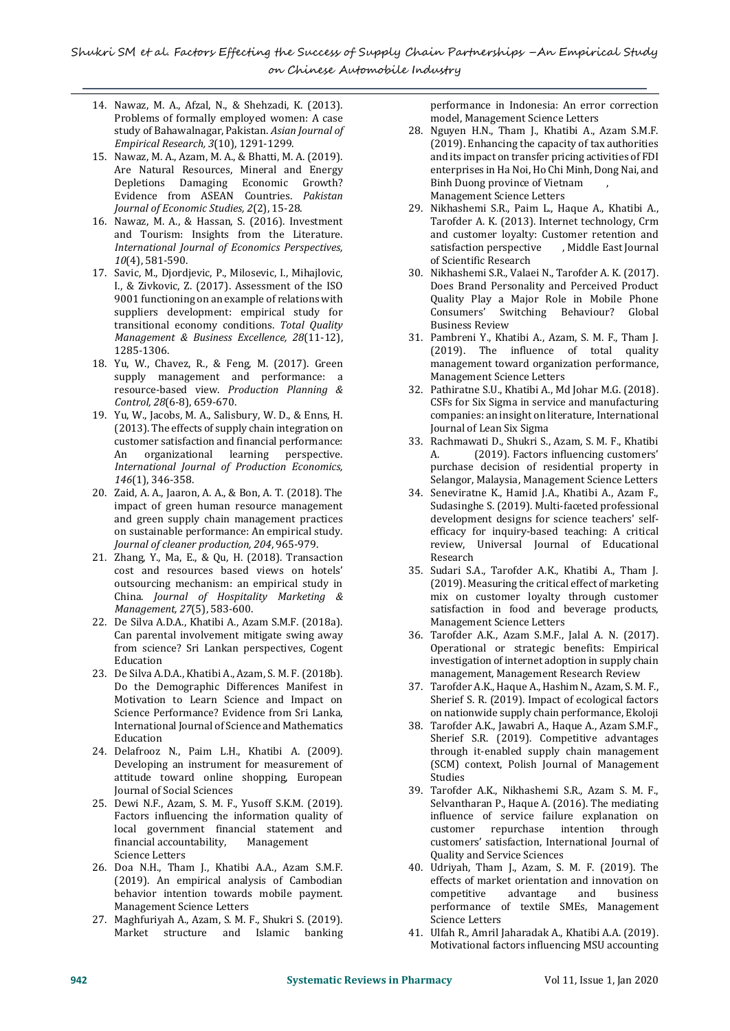14. Nawaz, M. A., Afzal, N., & Shehzadi, K. (2013). Problems of formally employed women: A case study of Bahawalnagar, Pakistan. *Asian Journal of Empirical Research, 3*(10), 1291-1299.
15. Nawaz, M. A., Azam, M. A., & Bhatti, M. A. (2019). Are Natural Resources, Mineral and Energy Depletions Damaging Economic Growth? Evidence from ASEAN Countries. *Pakistan Journal of Economic Studies, 2*(2), 15-28.
16. Nawaz, M. A., & Hassan, S. (2016). Investment and Tourism: Insights from the Literature. *International Journal of Economics Perspectives, 10*(4), 581-590.
17. Savic, M., Djordjevic, P., Milosevic, I., Mihajlovic, I., & Zivkovic, Z. (2017). Assessment of the ISO 9001 functioning on an example of relations with suppliers development: empirical study for transitional economy conditions. *Total Quality Management & Business Excellence, 28*(11-12), 1285-1306.
18. Yu, W., Chavez, R., & Feng, M. (2017). Green supply management and performance: a resource-based view. *Production Planning & Control, 28*(6-8), 659-670.
19. Yu, W., Jacobs, M. A., Salisbury, W. D., & Enns, H. (2013). The effects of supply chain integration on customer satisfaction and financial performance: An organizational learning perspective. *International Journal of Production Economics, 146*(1), 346-358.
20. Zaid, A. A., Jaaron, A. A., & Bon, A. T. (2018). The impact of green human resource management and green supply chain management practices on sustainable performance: An empirical study. *Journal of cleaner production, 204*, 965-979.
21. Zhang, Y., Ma, E., & Qu, H. (2018). Transaction cost and resources based views on hotels' outsourcing mechanism: an empirical study in China. *Journal of Hospitality Marketing & Management, 27*(5), 583-600.
22. De Silva A.D.A., Khatibi A., Azam S.M.F. (2018a). Can parental involvement mitigate swing away from science? Sri Lankan perspectives, Cogent Education
23. De Silva A.D.A., Khatibi A., Azam, S. M. F. (2018b). Do the Demographic Differences Manifest in Motivation to Learn Science and Impact on Science Performance? Evidence from Sri Lanka, International Journal of Science and Mathematics Education
24. Delafrooz N., Paim L.H., Khatibi A. (2009). Developing an instrument for measurement of attitude toward online shopping, European Journal of Social Sciences
25. Dewi N.F., Azam, S. M. F., Yusoff S.K.M. (2019). Factors influencing the information quality of local government financial statement and financial accountability, Management Science Letters
26. Doa N.H., Tham J., Khatibi A.A., Azam S.M.F. (2019). An empirical analysis of Cambodian behavior intention towards mobile payment. Management Science Letters
27. Maghfuriyah A., Azam, S. M. F., Shukri S. (2019). Market structure and Islamic banking performance in Indonesia: An error correction model, Management Science Letters
28. Nguyen H.N., Tham J., Khatibi A., Azam S.M.F. (2019). Enhancing the capacity of tax authorities and its impact on transfer pricing activities of FDI enterprises in Ha Noi, Ho Chi Minh, Dong Nai, and Binh Duong province of Vietnam , Management Science Letters
29. Nikhashemi S.R., Paim L., Haque A., Khatibi A., Tarofder A. K. (2013). Internet technology, Crm and customer loyalty: Customer retention and satisfaction perspective , Middle East Journal of Scientific Research
30. Nikhashemi S.R., Valaei N., Tarofder A. K. (2017). Does Brand Personality and Perceived Product Quality Play a Major Role in Mobile Phone Consumers' Switching Behaviour? Global Business Review
31. Pambreni Y., Khatibi A., Azam, S. M. F., Tham J. (2019). The influence of total quality management toward organization performance, Management Science Letters
32. Pathiratne S.U., Khatibi A., Md Johar M.G. (2018). CSFs for Six Sigma in service and manufacturing companies: an insight on literature, International Journal of Lean Six Sigma
33. Rachmawati D., Shukri S., Azam, S. M. F., Khatibi A. (2019). Factors influencing customers' purchase decision of residential property in Selangor, Malaysia, Management Science Letters
34. Seneviratne K., Hamid J.A., Khatibi A., Azam F., Sudasinghe S. (2019). Multi-faceted professional development designs for science teachers' self-efficacy for inquiry-based teaching: A critical review, Universal Journal of Educational Research
35. Sudari S.A., Tarofder A.K., Khatibi A., Tham J. (2019). Measuring the critical effect of marketing mix on customer loyalty through customer satisfaction in food and beverage products, Management Science Letters
36. Tarofder A.K., Azam S.M.F., Jalal A. N. (2017). Operational or strategic benefits: Empirical investigation of internet adoption in supply chain management, Management Research Review
37. Tarofder A.K., Haque A., Hashim N., Azam, S. M. F., Sherief S. R. (2019). Impact of ecological factors on nationwide supply chain performance, Ekoloji
38. Tarofder A.K., Jawabri A., Haque A., Azam S.M.F., Sherief S.R. (2019). Competitive advantages through it-enabled supply chain management (SCM) context, Polish Journal of Management Studies
39. Tarofder A.K., Nikhashemi S.R., Azam S. M. F., Selvantharan P., Haque A. (2016). The mediating influence of service failure explanation on customer repurchase intention through customers' satisfaction, International Journal of Quality and Service Sciences
40. Udriyah, Tham J., Azam, S. M. F. (2019). The effects of market orientation and innovation on competitive advantage and business performance of textile SMEs, Management Science Letters
41. Ulfah R., Amril Jaharadak A., Khatibi A.A. (2019). Motivational factors influencing MSU accounting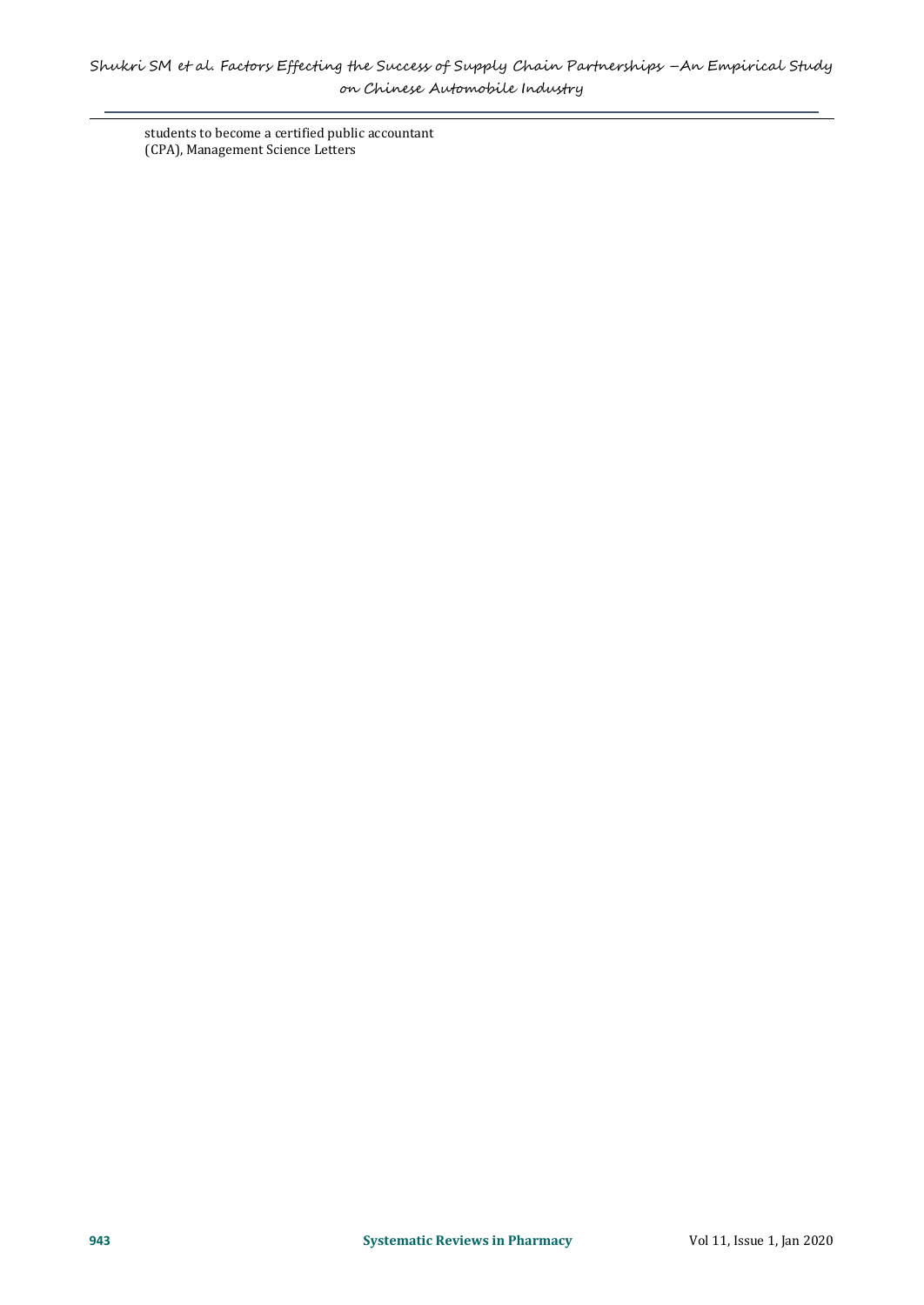students to become a certified public accountant (CPA), Management Science Letters